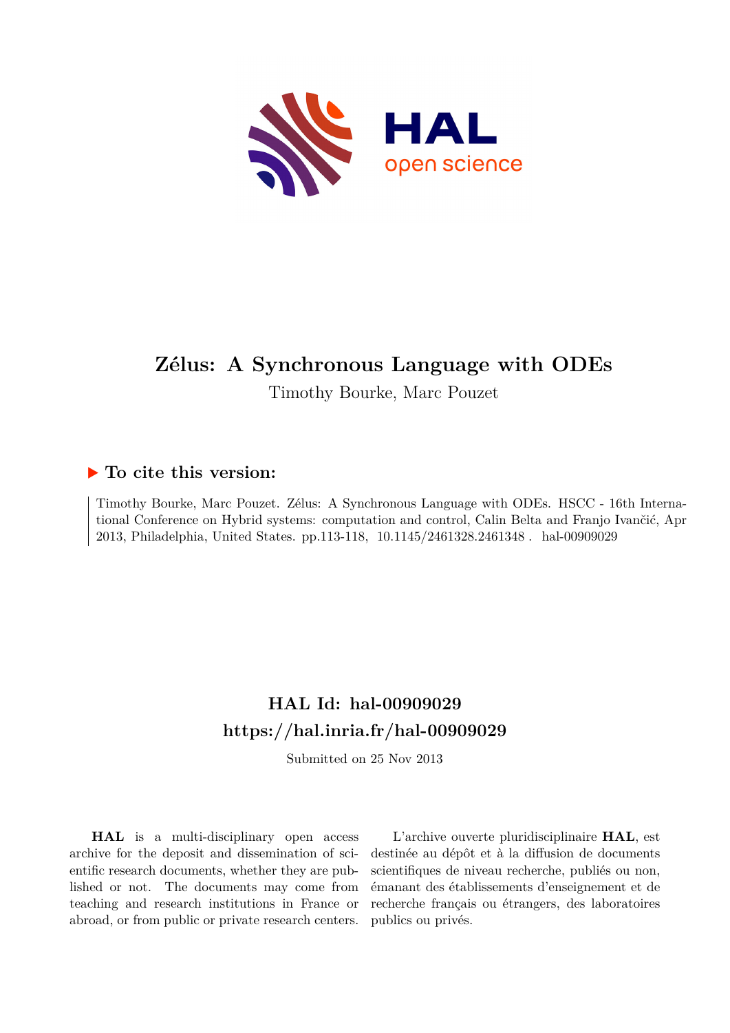# Zélus: A Synchronous Language with ODEs

Timothy Bourke, Marc Pouzet

## ▶ To cite this version:

Timothy Bourke, Marc Pouzet. Zélus: A Synchronous Language with ODEs. HSCC - 16th International Conference on Hybrid systems: computation and control, Calin Belta and Franjo Ivančić, Apr 2013, Philadelphia, United States. pp.113-118, 10.1145/2461328.2461348 . hal-00909029

## HAL Id: hal-00909029
## https://hal.inria.fr/hal-00909029

Submitted on 25 Nov 2013

**HAL** is a multi-disciplinary open access archive for the deposit and dissemination of scientific research documents, whether they are published or not. The documents may come from teaching and research institutions in France or abroad, or from public or private research centers.

L'archive ouverte pluridisciplinaire **HAL**, est destinée au dépôt et à la diffusion de documents scientifiques de niveau recherche, publiés ou non, émanant des établissements d'enseignement et de recherche français ou étrangers, des laboratoires publics ou privés.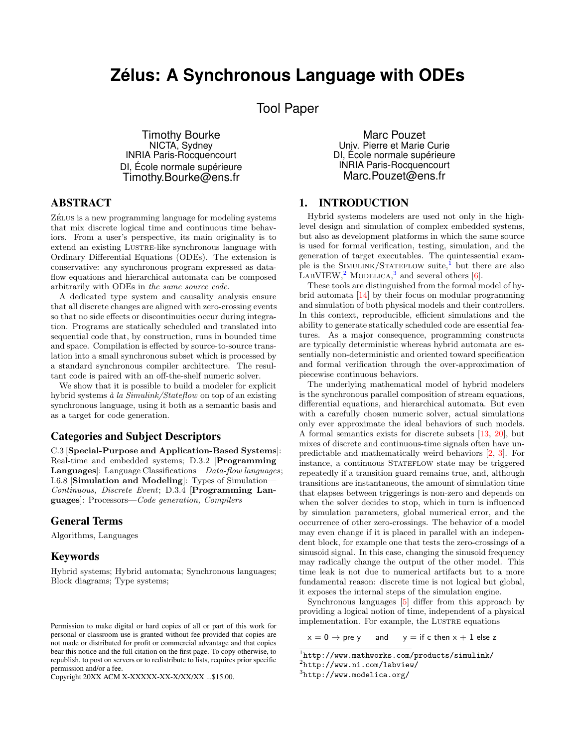# Zélus: A Synchronous Language with ODEs

Tool Paper

Timothy Bourke
NICTA, Sydney
INRIA Paris-Rocquencourt
DI, École normale supérieure
Timothy.Bourke@ens.fr

Marc Pouzet
Univ. Pierre et Marie Curie
DI, École normale supérieure
INRIA Paris-Rocquencourt
Marc.Pouzet@ens.fr

## ABSTRACT

Zélus is a new programming language for modeling systems that mix discrete logical time and continuous time behaviors. From a user's perspective, its main originality is to extend an existing Lustre-like synchronous language with Ordinary Differential Equations (ODEs). The extension is conservative: any synchronous program expressed as dataflow equations and hierarchical automata can be composed arbitrarily with ODEs in *the same source code*.

A dedicated type system and causality analysis ensure that all discrete changes are aligned with zero-crossing events so that no side effects or discontinuities occur during integration. Programs are statically scheduled and translated into sequential code that, by construction, runs in bounded time and space. Compilation is effected by source-to-source translation into a small synchronous subset which is processed by a standard synchronous compiler architecture. The resultant code is paired with an off-the-shelf numeric solver.

We show that it is possible to build a modeler for explicit hybrid systems *à la Simulink/Stateflow* on top of an existing synchronous language, using it both as a semantic basis and as a target for code generation.

### Categories and Subject Descriptors

C.3 [**Special-Purpose and Application-Based Systems**]: Real-time and embedded systems; D.3.2 [**Programming Languages**]: Language Classifications—*Data-flow languages*; I.6.8 [**Simulation and Modeling**]: Types of Simulation—*Continuous, Discrete Event*; D.3.4 [**Programming Languages**]: Processors—*Code generation, Compilers*

### General Terms

Algorithms, Languages

### Keywords

Hybrid systems; Hybrid automata; Synchronous languages; Block diagrams; Type systems;

Permission to make digital or hard copies of all or part of this work for personal or classroom use is granted without fee provided that copies are not made or distributed for profit or commercial advantage and that copies bear this notice and the full citation on the first page. To copy otherwise, to republish, to post on servers or to redistribute to lists, requires prior specific permission and/or a fee.
Copyright 20XX ACM X-XXXXX-XX-X/XX/XX ...$15.00.

## 1. INTRODUCTION

Hybrid systems modelers are used not only in the high-level design and simulation of complex embedded systems, but also as development platforms in which the same source is used for formal verification, testing, simulation, and the generation of target executables. The quintessential example is the Simulink/Stateflow suite,[1] but there are also LabVIEW,[2] Modelica,[3] and several others [6].

These tools are distinguished from the formal model of hybrid automata [14] by their focus on modular programming and simulation of both physical models and their controllers. In this context, reproducible, efficient simulations and the ability to generate statically scheduled code are essential features. As a major consequence, programming constructs are typically deterministic whereas hybrid automata are essentially non-deterministic and oriented toward specification and formal verification through the over-approximation of piecewise continuous behaviors.

The underlying mathematical model of hybrid modelers is the synchronous parallel composition of stream equations, differential equations, and hierarchical automata. But even with a carefully chosen numeric solver, actual simulations only ever approximate the ideal behaviors of such models. A formal semantics exists for discrete subsets [13, 20], but mixes of discrete and continuous-time signals often have unpredictable and mathematically weird behaviors [2, 3]. For instance, a continuous Stateflow state may be triggered repeatedly if a transition guard remains true, and, although transitions are instantaneous, the amount of simulation time that elapses between triggerings is non-zero and depends on when the solver decides to stop, which in turn is influenced by simulation parameters, global numerical error, and the occurrence of other zero-crossings. The behavior of a model may even change if it is placed in parallel with an independent block, for example one that tests the zero-crossings of a sinusoid signal. In this case, changing the sinusoid frequency may radically change the output of the other model. This time leak is not due to numerical artifacts but to a more fundamental reason: discrete time is not logical but global, it exposes the internal steps of the simulation engine.

Synchronous languages [5] differ from this approach by providing a logical notion of time, independent of a physical implementation. For example, the Lustre equations

$$x = 0 \rightarrow \text{pre } y \quad \text{ and } \quad y = \text{if } c \text{ then } x + 1 \text{ else } z$$

[1] http://www.mathworks.com/products/simulink/
[2] http://www.ni.com/labview/
[3] http://www.modelica.org/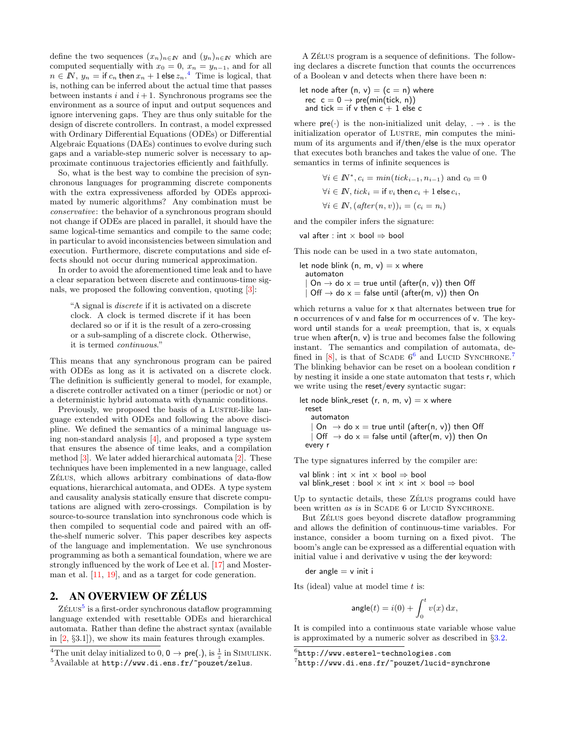define the two sequences $(x_n)_{n \in \mathbb{N}}$ and $(y_n)_{n \in \mathbb{N}}$ which are computed sequentially with $x_0 = 0$, $x_n = y_{n-1}$, and for all $n \in \mathbb{N}$, $y_n = \text{if } c_n \text{ then } x_n + 1 \text{ else } z_n$.[4] Time is logical, that is, nothing can be inferred about the actual time that passes between instants $i$ and $i+1$. Synchronous programs see the environment as a source of input and output sequences and ignore intervening gaps. They are thus only suitable for the design of discrete controllers. In contrast, a model expressed with Ordinary Differential Equations (ODEs) or Differential Algebraic Equations (DAEs) continues to evolve during such gaps and a variable-step numeric solver is necessary to approximate continuous trajectories efficiently and faithfully.

So, what is the best way to combine the precision of synchronous languages for programming discrete components with the extra expressiveness afforded by ODEs approximated by numeric algorithms? Any combination must be *conservative*: the behavior of a synchronous program should not change if ODEs are placed in parallel, it should have the same logical-time semantics and compile to the same code; in particular to avoid inconsistencies between simulation and execution. Furthermore, discrete computations and side effects should not occur during numerical approximation.

In order to avoid the aforementioned time leak and to have a clear separation between discrete and continuous-time signals, we proposed the following convention, quoting [3]:

> "A signal is *discrete* if it is activated on a discrete clock. A clock is termed discrete if it has been declared so or if it is the result of a zero-crossing or a sub-sampling of a discrete clock. Otherwise, it is termed *continuous*."

This means that any synchronous program can be paired with ODEs as long as it is activated on a discrete clock. The definition is sufficiently general to model, for example, a discrete controller activated on a timer (periodic or not) or a deterministic hybrid automata with dynamic conditions.

Previously, we proposed the basis of a LUSTRE-like language extended with ODEs and following the above discipline. We defined the semantics of a minimal language using non-standard analysis [4], and proposed a type system that ensures the absence of time leaks, and a compilation method [3]. We later added hierarchical automata [2]. These techniques have been implemented in a new language, called ZÉLUS, which allows arbitrary combinations of data-flow equations, hierarchical automata, and ODEs. A type system and causality analysis statically ensure that discrete computations are aligned with zero-crossings. Compilation is by source-to-source translation into synchronous code which is then compiled to sequential code and paired with an off-the-shelf numeric solver. This paper describes key aspects of the language and implementation. We use synchronous programming as both a semantical foundation, where we are strongly influenced by the work of Lee et al. [17] and Mosterman et al. [11, 19], and as a target for code generation.

## 2. AN OVERVIEW OF ZÉLUS

ZÉLUS[5] is a first-order synchronous dataflow programming language extended with resettable ODEs and hierarchical automata. Rather than define the abstract syntax (available in [2, §3.1]), we show its main features through examples.

A ZÉLUS program is a sequence of definitions. The following declares a discrete function that counts the occurrences of a Boolean v and detects when there have been n:

```
let node after (n, v) = (c = n) where
  rec  c = 0 -> pre(min(tick, n))
  and tick = if v then c + 1 else c
```

where pre(·) is the non-initialized unit delay, . -> . is the initialization operator of LUSTRE, min computes the minimum of its arguments and if/then/else is the mux operator that executes both branches and takes the value of one. The semantics in terms of infinite sequences is

$$\forall i \in \mathbb{N}^*, c_i = min(tick_{i-1}, n_{i-1}) \text{ and } c_0 = 0$$

$$\forall i \in \mathbb{N}, tick_i = \text{if } v_i \text{ then } c_i + 1 \text{ else } c_i,$$

$$\forall i \in \mathbb{N}, (after(n, v))_i = (c_i = n_i)$$

and the compiler infers the signature:

```
val after : int × bool ⇒ bool
```

This node can be used in a two state automaton,

```
let node blink (n, m, v) = x where
  automaton
  | On → do x = true until (after(n, v)) then Off
  | Off → do x = false until (after(m, v)) then On
```

which returns a value for x that alternates between true for n occurrences of v and false for m occurrences of v. The keyword until stands for a *weak* preemption, that is, x equals true when after(n, v) is true and becomes false the following instant. The semantics and compilation of automata, defined in [8], is that of SCADE 6[6] and LUCID SYNCHRONE.[7] The blinking behavior can be reset on a boolean condition r by nesting it inside a one state automaton that tests r, which we write using the reset/every syntactic sugar:

```
let node blink_reset (r, n, m, v) = x where
  reset
    automaton
    | On  → do x = true until (after(n, v)) then Off
    | Off  → do x = false until (after(m, v)) then On
  every r
```

The type signatures inferred by the compiler are:

```
val blink : int × int × bool ⇒ bool
val blink_reset : bool × int × int × bool ⇒ bool
```

Up to syntactic details, these ZÉLUS programs could have been written *as is* in SCADE 6 or LUCID SYNCHRONE.

But ZÉLUS goes beyond discrete dataflow programming and allows the definition of continuous-time variables. For instance, consider a boom turning on a fixed pivot. The boom's angle can be expressed as a differential equation with initial value i and derivative v using the der keyword:

```
der angle = v init i
```

Its (ideal) value at model time $t$ is:

$$\mathsf{angle}(t) = i(0) + \int_0^t v(x)\,\mathrm{d}x,$$

It is compiled into a continuous state variable whose value is approximated by a numeric solver as described in §3.2.

[4] The unit delay initialized to 0, 0 -> pre(.), is $\frac{1}{z}$ in SIMULINK.

[5] Available at http://www.di.ens.fr/~pouzet/zelus.

[6] http://www.esterel-technologies.com

[7] http://www.di.ens.fr/~pouzet/lucid-synchrone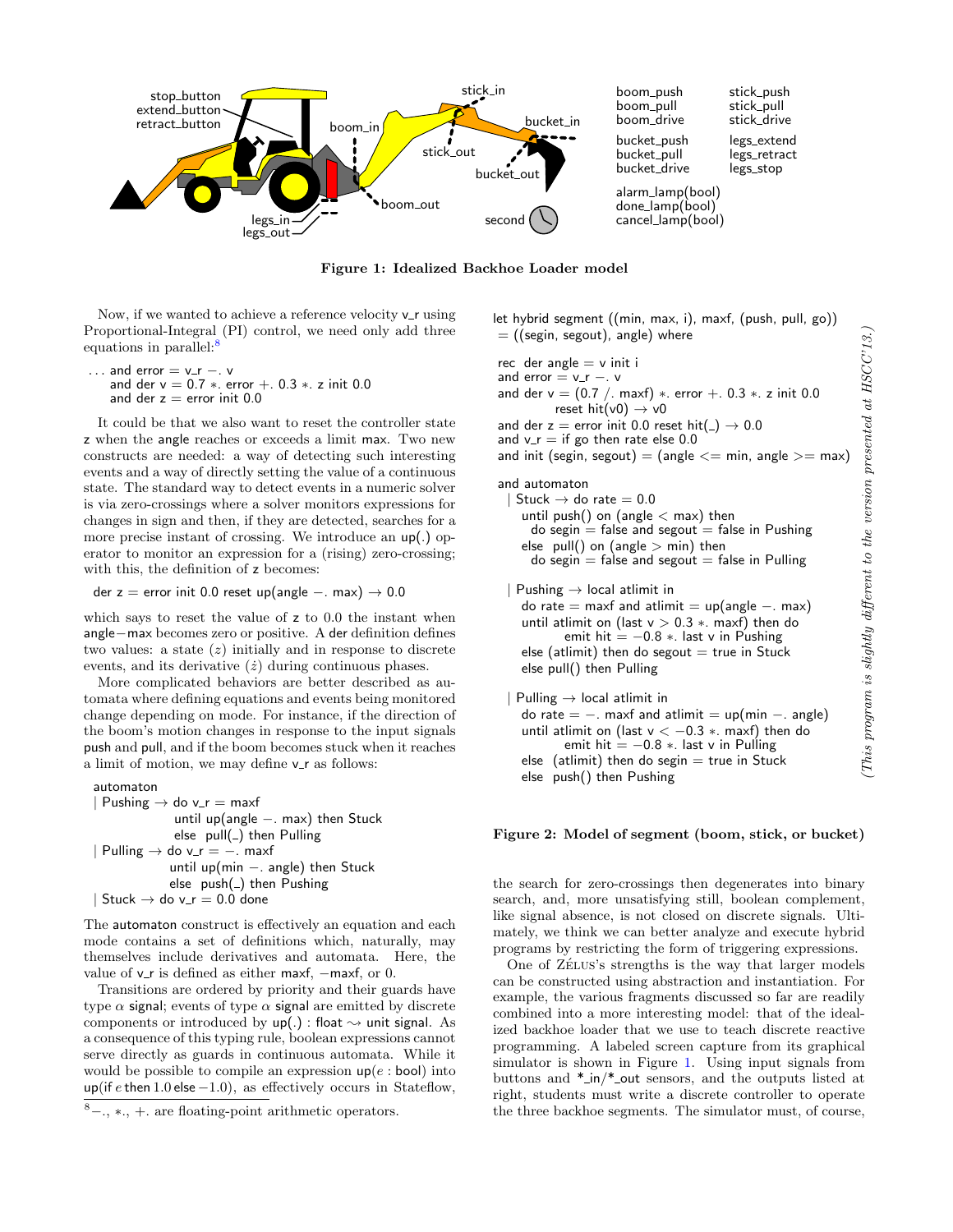stop_button
extend_button
retract_button
boom_in
stick_in
bucket_in
stick_out
bucket_out
boom_out
legs_in
legs_out
second

boom_push
boom_pull
boom_drive
bucket_push
bucket_pull
bucket_drive
stick_push
stick_pull
stick_drive
legs_extend
legs_retract
legs_stop
alarm_lamp(bool)
done_lamp(bool)
cancel_lamp(bool)

**Figure 1: Idealized Backhoe Loader model**

Now, if we wanted to achieve a reference velocity v_r using Proportional-Integral (PI) control, we need only add three equations in parallel:[8]

```
... and error = v_r −. v
    and der v = 0.7 *. error +. 0.3 *. z init 0.0
    and der z = error init 0.0
```

It could be that we also want to reset the controller state z when the angle reaches or exceeds a limit max. Two new constructs are needed: a way of detecting such interesting events and a way of directly setting the value of a continuous state. The standard way to detect events in a numeric solver is via zero-crossings where a solver monitors expressions for changes in sign and then, if they are detected, searches for a more precise instant of crossing. We introduce an up(.) operator to monitor an expression for a (rising) zero-crossing; with this, the definition of z becomes:

```
der z = error init 0.0 reset up(angle −. max) → 0.0
```

which says to reset the value of z to 0.0 the instant when angle−max becomes zero or positive. A der definition defines two values: a state ($z$) initially and in response to discrete events, and its derivative ($\dot{z}$) during continuous phases.

More complicated behaviors are better described as automata where defining equations and events being monitored change depending on mode. For instance, if the direction of the boom's motion changes in response to the input signals push and pull, and if the boom becomes stuck when it reaches a limit of motion, we may define v_r as follows:

```
automaton
| Pushing → do v_r = maxf
              until up(angle −. max) then Stuck
              else  pull(_) then Pulling
| Pulling → do v_r = −. maxf
             until up(min −. angle) then Stuck
             else  push(_) then Pushing
| Stuck → do v_r = 0.0 done
```

The automaton construct is effectively an equation and each mode contains a set of definitions which, naturally, may themselves include derivatives and automata. Here, the value of v_r is defined as either maxf, −maxf, or 0.

Transitions are ordered by priority and their guards have type $\alpha$ signal; events of type $\alpha$ signal are emitted by discrete components or introduced by up(.) : float $\rightsquigarrow$ unit signal. As a consequence of this typing rule, boolean expressions cannot serve directly as guards in continuous automata. While it would be possible to compile an expression up($e$ : bool) into up(if $e$ then 1.0 else −1.0), as effectively occurs in Stateflow,

[8] −., *., +. are floating-point arithmetic operators.

```
let hybrid segment ((min, max, i), maxf, (push, pull, go))
  = ((segin, segout), angle) where

  rec  der angle = v init i
  and error = v_r −. v
  and der v = (0.7 /. maxf) *. error +. 0.3 *. z init 0.0
          reset hit(v0) → v0
  and der z = error init 0.0 reset hit(_) → 0.0
  and v_r = if go then rate else 0.0
  and init (segin, segout) = (angle <= min, angle >= max)

  and automaton
   | Stuck → do rate = 0.0
      until push() on (angle < max) then
        do segin = false and segout = false in Pushing
      else  pull() on (angle > min) then
        do segin = false and segout = false in Pulling

   | Pushing → local atlimit in
      do rate = maxf and atlimit = up(angle −. max)
      until atlimit on (last v > 0.3 *. maxf) then do
              emit hit = −0.8 *. last v in Pushing
      else (atlimit) then do segout = true in Stuck
      else pull() then Pulling

   | Pulling → local atlimit in
      do rate = −. maxf and atlimit = up(min −. angle)
      until atlimit on (last v < −0.3 *. maxf) then do
              emit hit = −0.8 *. last v in Pulling
      else  (atlimit) then do segin = true in Stuck
      else  push() then Pushing
```

*(This program is slightly different to the version presented at HSCC'13.)*

**Figure 2: Model of segment (boom, stick, or bucket)**

the search for zero-crossings then degenerates into binary search, and, more unsatisfying still, boolean complement, like signal absence, is not closed on discrete signals. Ultimately, we think we can better analyze and execute hybrid programs by restricting the form of triggering expressions.

One of ZÉLUS's strengths is the way that larger models can be constructed using abstraction and instantiation. For example, the various fragments discussed so far are readily combined into a more interesting model: that of the idealized backhoe loader that we use to teach discrete reactive programming. A labeled screen capture from its graphical simulator is shown in Figure 1. Using input signals from buttons and *_in/*_out sensors, and the outputs listed at right, students must write a discrete controller to operate the three backhoe segments. The simulator must, of course,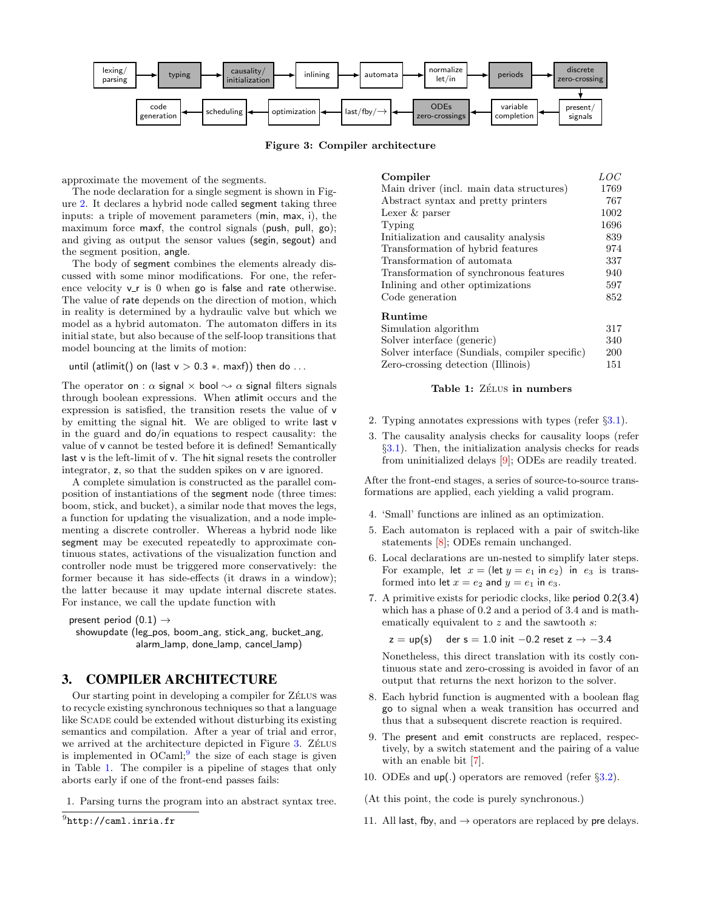lexing/parsing → typing → causality/initialization → inlining → automata → normalize let/in → periods → discrete zero-crossing → present/signals → variable completion → ODEs zero-crossings → last/fby/→ → optimization → scheduling → code generation

**Figure 3: Compiler architecture**

approximate the movement of the segments.

The node declaration for a single segment is shown in Figure 2. It declares a hybrid node called segment taking three inputs: a triple of movement parameters (min, max, i), the maximum force maxf, the control signals (push, pull, go); and giving as output the sensor values (segin, segout) and the segment position, angle.

The body of segment combines the elements already discussed with some minor modifications. For one, the reference velocity v_r is 0 when go is false and rate otherwise. The value of rate depends on the direction of motion, which in reality is determined by a hydraulic valve but which we model as a hybrid automaton. The automaton differs in its initial state, but also because of the self-loop transitions that model bouncing at the limits of motion:

```
until (atlimit() on (last v > 0.3 *. maxf)) then do ...
```

The operator on : $\alpha$ signal $\times$ bool $\rightsquigarrow$ $\alpha$ signal filters signals through boolean expressions. When atlimit occurs and the expression is satisfied, the transition resets the value of v by emitting the signal hit. We are obliged to write last v in the guard and do/in equations to respect causality: the value of v cannot be tested before it is defined! Semantically last v is the left-limit of v. The hit signal resets the controller integrator, z, so that the sudden spikes on v are ignored.

A complete simulation is constructed as the parallel composition of instantiations of the segment node (three times: boom, stick, and bucket), a similar node that moves the legs, a function for updating the visualization, and a node implementing a discrete controller. Whereas a hybrid node like segment may be executed repeatedly to approximate continuous states, activations of the visualization function and controller node must be triggered more conservatively: the former because it has side-effects (it draws in a window); the latter because it may update internal discrete states. For instance, we call the update function with

```
present period (0.1) →
  showupdate (leg_pos, boom_ang, stick_ang, bucket_ang,
              alarm_lamp, done_lamp, cancel_lamp)
```

## 3. COMPILER ARCHITECTURE

Our starting point in developing a compiler for Zélus was to recycle existing synchronous techniques so that a language like Scade could be extended without disturbing its existing semantics and compilation. After a year of trial and error, we arrived at the architecture depicted in Figure 3. Zélus is implemented in OCaml;[9] the size of each stage is given in Table 1. The compiler is a pipeline of stages that only aborts early if one of the front-end passes fails:

1. Parsing turns the program into an abstract syntax tree.

[9] http://caml.inria.fr

| **Compiler** | *LOC* |
|---|---|
| Main driver (incl. main data structures) | 1769 |
| Abstract syntax and pretty printers | 767 |
| Lexer & parser | 1002 |
| Typing | 1696 |
| Initialization and causality analysis | 839 |
| Transformation of hybrid features | 974 |
| Transformation of automata | 337 |
| Transformation of synchronous features | 940 |
| Inlining and other optimizations | 597 |
| Code generation | 852 |
| **Runtime** | |
| Simulation algorithm | 317 |
| Solver interface (generic) | 340 |
| Solver interface (Sundials, compiler specific) | 200 |
| Zero-crossing detection (Illinois) | 151 |

**Table 1: Zélus in numbers**

2. Typing annotates expressions with types (refer §3.1).
3. The causality analysis checks for causality loops (refer §3.1). Then, the initialization analysis checks for reads from uninitialized delays [9]; ODEs are readily treated.

After the front-end stages, a series of source-to-source transformations are applied, each yielding a valid program.

4. 'Small' functions are inlined as an optimization.
5. Each automaton is replaced with a pair of switch-like statements [8]; ODEs remain unchanged.
6. Local declarations are un-nested to simplify later steps. For example, let $x =$ (let $y = e_1$ in $e_2$) in $e_3$ is transformed into let $x = e_2$ and $y = e_1$ in $e_3$.
7. A primitive exists for periodic clocks, like period 0.2(3.4) which has a phase of 0.2 and a period of 3.4 and is mathematically equivalent to $z$ and the sawtooth $s$:

   ```
   z = up(s)    der s = 1.0 init −0.2 reset z → −3.4
   ```

   Nonetheless, this direct translation with its costly continuous state and zero-crossing is avoided in favor of an output that returns the next horizon to the solver.
8. Each hybrid function is augmented with a boolean flag go to signal when a weak transition has occurred and thus that a subsequent discrete reaction is required.
9. The present and emit constructs are replaced, respectively, by a switch statement and the pairing of a value with an enable bit [7].
10. ODEs and up(.) operators are removed (refer §3.2).

(At this point, the code is purely synchronous.)

11. All last, fby, and → operators are replaced by pre delays.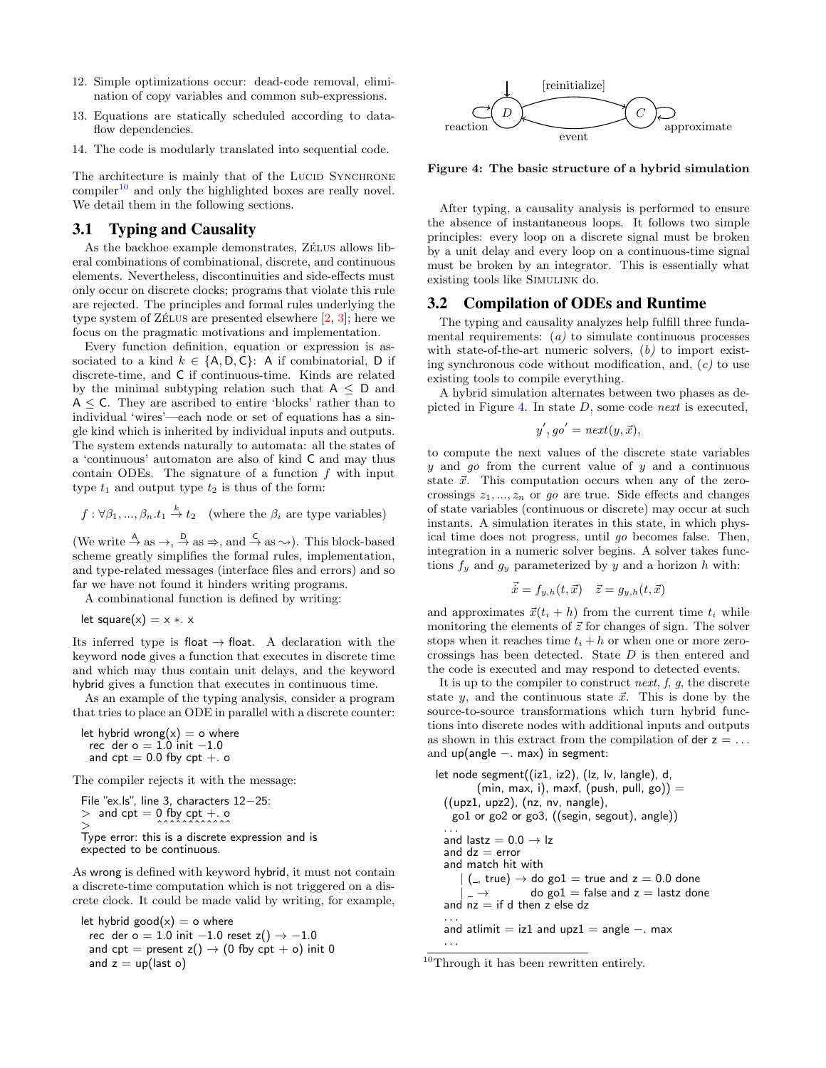12. Simple optimizations occur: dead-code removal, elimination of copy variables and common sub-expressions.
13. Equations are statically scheduled according to dataflow dependencies.
14. The code is modularly translated into sequential code.

The architecture is mainly that of the LUCID SYNCHRONE compiler[10] and only the highlighted boxes are really novel. We detail them in the following sections.

## 3.1 Typing and Causality

As the backhoe example demonstrates, ZÉLUS allows liberal combinations of combinational, discrete, and continuous elements. Nevertheless, discontinuities and side-effects must only occur on discrete clocks; programs that violate this rule are rejected. The principles and formal rules underlying the type system of ZÉLUS are presented elsewhere [2, 3]; here we focus on the pragmatic motivations and implementation.

Every function definition, equation or expression is associated to a kind $k \in \{\mathsf{A}, \mathsf{D}, \mathsf{C}\}$: A if combinatorial, D if discrete-time, and C if continuous-time. Kinds are related by the minimal subtyping relation such that $\mathsf{A} \leq \mathsf{D}$ and $\mathsf{A} \leq \mathsf{C}$. They are ascribed to entire 'blocks' rather than to individual 'wires'—each node or set of equations has a single kind which is inherited by individual inputs and outputs. The system extends naturally to automata: all the states of a 'continuous' automaton are also of kind C and may thus contain ODEs. The signature of a function $f$ with input type $t_1$ and output type $t_2$ is thus of the form:

$$f : \forall \beta_1, ..., \beta_n . t_1 \xrightarrow{k} t_2 \quad \text{(where the } \beta_i \text{ are type variables)}$$

(We write $\xrightarrow{\mathsf{A}}$ as $\rightarrow$, $\xrightarrow{\mathsf{D}}$ as $\Rightarrow$, and $\xrightarrow{\mathsf{C}}$ as $\rightsquigarrow$). This block-based scheme greatly simplifies the formal rules, implementation, and type-related messages (interface files and errors) and so far we have not found it hinders writing programs.

A combinational function is defined by writing:

```
let square(x) = x *. x
```

Its inferred type is float → float. A declaration with the keyword node gives a function that executes in discrete time and which may thus contain unit delays, and the keyword hybrid gives a function that executes in continuous time.

As an example of the typing analysis, consider a program that tries to place an ODE in parallel with a discrete counter:

```
let hybrid wrong(x) = o where
  rec der o = 1.0 init −1.0
  and cpt = 0.0 fby cpt +. o
```

The compiler rejects it with the message:

```
File "ex.ls", line 3, characters 12−25:
> and cpt = 0 fby cpt +. o
>           ^^^^^^^^^^^^^
Type error: this is a discrete expression and is
expected to be continuous.
```

As wrong is defined with keyword hybrid, it must not contain a discrete-time computation which is not triggered on a discrete clock. It could be made valid by writing, for example,

```
let hybrid good(x) = o where
  rec der o = 1.0 init −1.0 reset z() → −1.0
  and cpt = present z() → (0 fby cpt + o) init 0
  and z = up(last o)
```

After typing, a causality analysis is performed to ensure the absence of instantaneous loops. It follows two simple principles: every loop on a discrete signal must be broken by a unit delay and every loop on a continuous-time signal must be broken by an integrator. This is essentially what existing tools like SIMULINK do.

## 3.2 Compilation of ODEs and Runtime

The typing and causality analyzes help fulfill three fundamental requirements: *(a)* to simulate continuous processes with state-of-the-art numeric solvers, *(b)* to import existing synchronous code without modification, and, *(c)* to use existing tools to compile everything.

A hybrid simulation alternates between two phases as depicted in Figure 4. In state $D$, some code *next* is executed,

$$y', go' = next(y, \vec{x}),$$

to compute the next values of the discrete state variables $y$ and $go$ from the current value of $y$ and a continuous state $\vec{x}$. This computation occurs when any of the zero-crossings $z_1, ..., z_n$ or $go$ are true. Side effects and changes of state variables (continuous or discrete) may occur at such instants. A simulation iterates in this state, in which physical time does not progress, until $go$ becomes false. Then, integration in a numeric solver begins. A solver takes functions $f_y$ and $g_y$ parameterized by $y$ and a horizon $h$ with:

$$\dot{\vec{x}} = f_{y,h}(t, \vec{x}) \quad \vec{z} = g_{y,h}(t, \vec{x})$$

and approximates $\vec{x}(t_i + h)$ from the current time $t_i$ while monitoring the elements of $\vec{z}$ for changes of sign. The solver stops when it reaches time $t_i + h$ or when one or more zero-crossings has been detected. State $D$ is then entered and the code is executed and may respond to detected events.

It is up to the compiler to construct *next*, *f*, *g*, the discrete state $y$, and the continuous state $\vec{x}$. This is done by the source-to-source transformations which turn hybrid functions into discrete nodes with additional inputs and outputs as shown in this extract from the compilation of der z = ... and up(angle −. max) in segment:

```
let node segment((iz1, iz2), (lz, lv, langle), d,
        (min, max, i), maxf, (push, pull, go)) =
  ((upz1, upz2), (nz, nv, nangle),
   go1 or go2 or go3, ((segin, segout), angle))
  ...
  and lastz = 0.0 → lz
  and dz = error
  and match hit with
      | (_, true) → do go1 = true and z = 0.0 done
      | _ →         do go1 = false and z = lastz done
  and nz = if d then z else dz
  ...
  and atlimit = iz1 and upz1 = angle −. max
  ...
```

[10] Through it has been rewritten entirely.

Figure 4: The basic structure of a hybrid simulation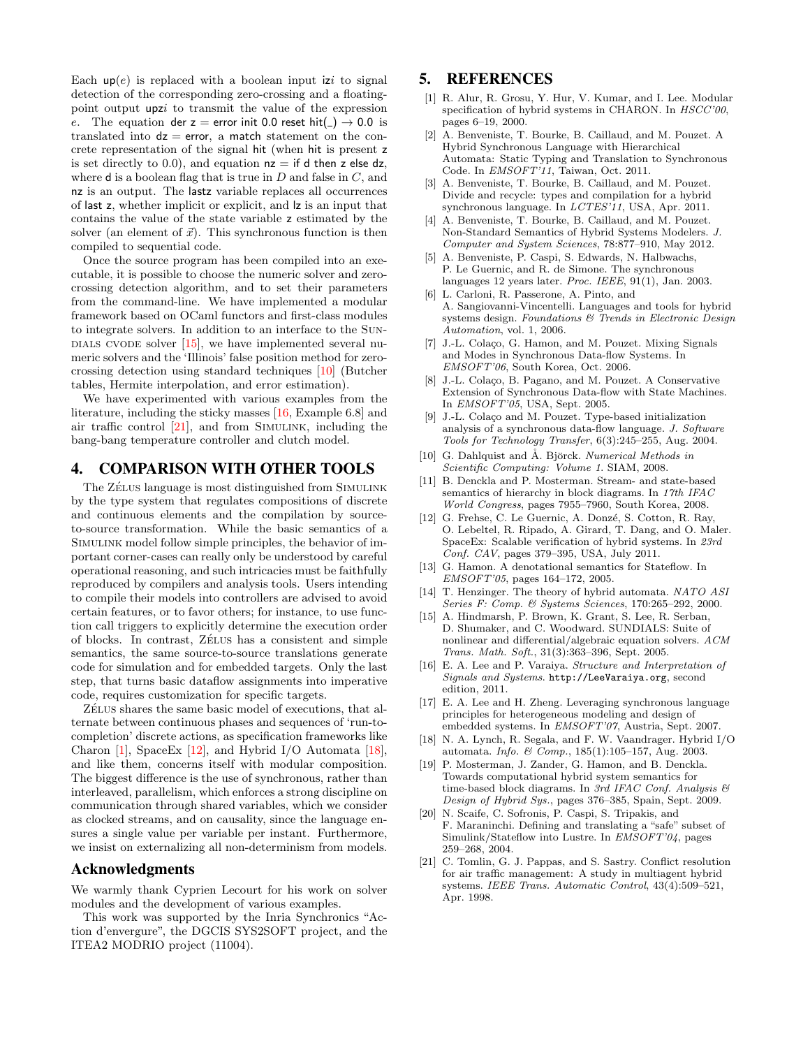Each $\text{up}(e)$ is replaced with a boolean input iz$i$ to signal detection of the corresponding zero-crossing and a floating-point output upz$i$ to transmit the value of the expression $e$. The equation der z = error init 0.0 reset hit(_) → 0.0 is translated into dz = error, a match statement on the concrete representation of the signal hit (when hit is present z is set directly to 0.0), and equation nz = if d then z else dz, where d is a boolean flag that is true in $D$ and false in $C$, and nz is an output. The lastz variable replaces all occurrences of last z, whether implicit or explicit, and lz is an input that contains the value of the state variable z estimated by the solver (an element of $\vec{x}$). This synchronous function is then compiled to sequential code.

Once the source program has been compiled into an executable, it is possible to choose the numeric solver and zero-crossing detection algorithm, and to set their parameters from the command-line. We have implemented a modular framework based on OCaml functors and first-class modules to integrate solvers. In addition to an interface to the SUNDIALS CVODE solver [15], we have implemented several numeric solvers and the 'Illinois' false position method for zero-crossing detection using standard techniques [10] (Butcher tables, Hermite interpolation, and error estimation).

We have experimented with various examples from the literature, including the sticky masses [16, Example 6.8] and air traffic control [21], and from SIMULINK, including the bang-bang temperature controller and clutch model.

# 4. COMPARISON WITH OTHER TOOLS

The ZÉLUS language is most distinguished from SIMULINK by the type system that regulates compositions of discrete and continuous elements and the compilation by source-to-source transformation. While the basic semantics of a SIMULINK model follow simple principles, the behavior of important corner-cases can really only be understood by careful operational reasoning, and such intricacies must be faithfully reproduced by compilers and analysis tools. Users intending to compile their models into controllers are advised to avoid certain features, or to favor others; for instance, to use function call triggers to explicitly determine the execution order of blocks. In contrast, ZÉLUS has a consistent and simple semantics, the same source-to-source translations generate code for simulation and for embedded targets. Only the last step, that turns basic dataflow assignments into imperative code, requires customization for specific targets.

ZÉLUS shares the same basic model of executions, that alternate between continuous phases and sequences of 'run-to-completion' discrete actions, as specification frameworks like Charon [1], SpaceEx [12], and Hybrid I/O Automata [18], and like them, concerns itself with modular composition. The biggest difference is the use of synchronous, rather than interleaved, parallelism, which enforces a strong discipline on communication through shared variables, which we consider as clocked streams, and on causality, since the language ensures a single value per variable per instant. Furthermore, we insist on externalizing all non-determinism from models.

## Acknowledgments

We warmly thank Cyprien Lecourt for his work on solver modules and the development of various examples.

This work was supported by the Inria Synchronics "Action d'envergure", the DGCIS SYS2SOFT project, and the ITEA2 MODRIO project (11004).

# 5. REFERENCES

[1] R. Alur, R. Grosu, Y. Hur, V. Kumar, and I. Lee. Modular specification of hybrid systems in CHARON. In *HSCC'00*, pages 6–19, 2000.

[2] A. Benveniste, T. Bourke, B. Caillaud, and M. Pouzet. A Hybrid Synchronous Language with Hierarchical Automata: Static Typing and Translation to Synchronous Code. In *EMSOFT'11*, Taiwan, Oct. 2011.

[3] A. Benveniste, T. Bourke, B. Caillaud, and M. Pouzet. Divide and recycle: types and compilation for a hybrid synchronous language. In *LCTES'11*, USA, Apr. 2011.

[4] A. Benveniste, T. Bourke, B. Caillaud, and M. Pouzet. Non-Standard Semantics of Hybrid Systems Modelers. *J. Computer and System Sciences*, 78:877–910, May 2012.

[5] A. Benveniste, P. Caspi, S. Edwards, N. Halbwachs, P. Le Guernic, and R. de Simone. The synchronous languages 12 years later. *Proc. IEEE*, 91(1), Jan. 2003.

[6] L. Carloni, R. Passerone, A. Pinto, and A. Sangiovanni-Vincentelli. Languages and tools for hybrid systems design. *Foundations & Trends in Electronic Design Automation*, vol. 1, 2006.

[7] J.-L. Colaço, G. Hamon, and M. Pouzet. Mixing Signals and Modes in Synchronous Data-flow Systems. In *EMSOFT'06*, South Korea, Oct. 2006.

[8] J.-L. Colaço, B. Pagano, and M. Pouzet. A Conservative Extension of Synchronous Data-flow with State Machines. In *EMSOFT'05*, USA, Sept. 2005.

[9] J.-L. Colaço and M. Pouzet. Type-based initialization analysis of a synchronous data-flow language. *J. Software Tools for Technology Transfer*, 6(3):245–255, Aug. 2004.

[10] G. Dahlquist and Å. Björck. *Numerical Methods in Scientific Computing: Volume 1*. SIAM, 2008.

[11] B. Denckla and P. Mosterman. Stream- and state-based semantics of hierarchy in block diagrams. In *17th IFAC World Congress*, pages 7955–7960, South Korea, 2008.

[12] G. Frehse, C. Le Guernic, A. Donzé, S. Cotton, R. Ray, O. Lebeltel, R. Ripado, A. Girard, T. Dang, and O. Maler. SpaceEx: Scalable verification of hybrid systems. In *23rd Conf. CAV*, pages 379–395, USA, July 2011.

[13] G. Hamon. A denotational semantics for Stateflow. In *EMSOFT'05*, pages 164–172, 2005.

[14] T. Henzinger. The theory of hybrid automata. *NATO ASI Series F: Comp. & Systems Sciences*, 170:265–292, 2000.

[15] A. Hindmarsh, P. Brown, K. Grant, S. Lee, R. Serban, D. Shumaker, and C. Woodward. SUNDIALS: Suite of nonlinear and differential/algebraic equation solvers. *ACM Trans. Math. Soft.*, 31(3):363–396, Sept. 2005.

[16] E. A. Lee and P. Varaiya. *Structure and Interpretation of Signals and Systems*. http://LeeVaraiya.org, second edition, 2011.

[17] E. A. Lee and H. Zheng. Leveraging synchronous language principles for heterogeneous modeling and design of embedded systems. In *EMSOFT'07*, Austria, Sept. 2007.

[18] N. A. Lynch, R. Segala, and F. W. Vaandrager. Hybrid I/O automata. *Info. & Comp.*, 185(1):105–157, Aug. 2003.

[19] P. Mosterman, J. Zander, G. Hamon, and B. Denckla. Towards computational hybrid system semantics for time-based block diagrams. In *3rd IFAC Conf. Analysis & Design of Hybrid Sys.*, pages 376–385, Spain, Sept. 2009.

[20] N. Scaife, C. Sofronis, P. Caspi, S. Tripakis, and F. Maraninchi. Defining and translating a "safe" subset of Simulink/Stateflow into Lustre. In *EMSOFT'04*, pages 259–268, 2004.

[21] C. Tomlin, G. J. Pappas, and S. Sastry. Conflict resolution for air traffic management: A study in multiagent hybrid systems. *IEEE Trans. Automatic Control*, 43(4):509–521, Apr. 1998.